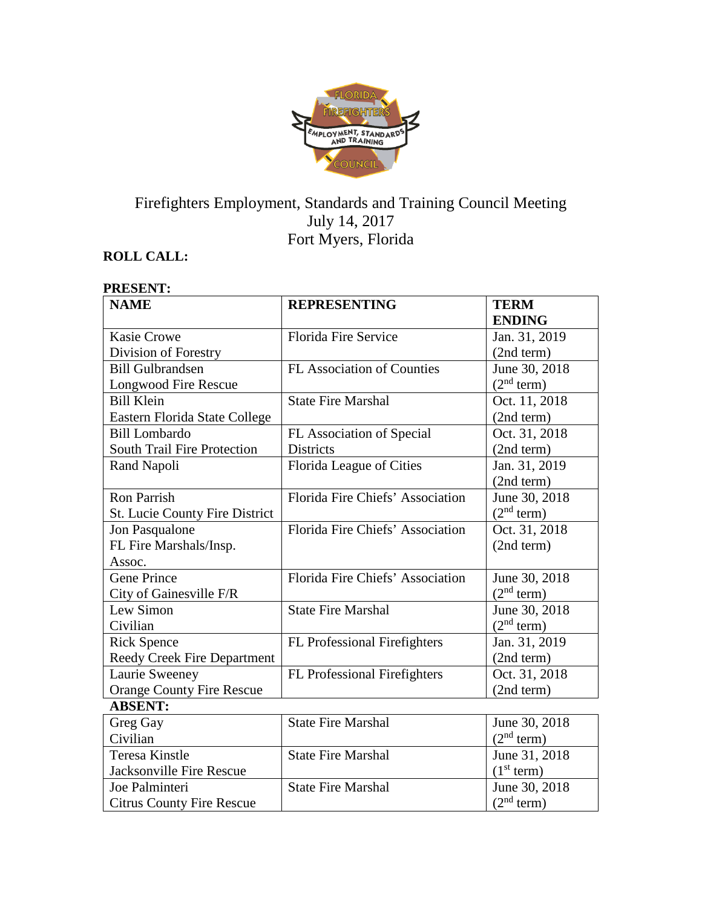Firefighters Employment, Standards and Training Council Meeting
July 14, 2017
Fort Myers, Florida

**ROLL CALL:**

**PRESENT:**

| **NAME** | **REPRESENTING** | **TERM ENDING** |
|---|---|---|
| Kasie Crowe<br>Division of Forestry | Florida Fire Service | Jan. 31, 2019<br>(2nd term) |
| Bill Gulbrandsen<br>Longwood Fire Rescue | FL Association of Counties | June 30, 2018<br>(2nd term) |
| Bill Klein<br>Eastern Florida State College | State Fire Marshal | Oct. 11, 2018<br>(2nd term) |
| Bill Lombardo<br>South Trail Fire Protection | FL Association of Special Districts | Oct. 31, 2018<br>(2nd term) |
| Rand Napoli | Florida League of Cities | Jan. 31, 2019<br>(2nd term) |
| Ron Parrish<br>St. Lucie County Fire District | Florida Fire Chiefs' Association | June 30, 2018<br>(2nd term) |
| Jon Pasqualone<br>FL Fire Marshals/Insp. Assoc. | Florida Fire Chiefs' Association | Oct. 31, 2018<br>(2nd term) |
| Gene Prince<br>City of Gainesville F/R | Florida Fire Chiefs' Association | June 30, 2018<br>(2nd term) |
| Lew Simon<br>Civilian | State Fire Marshal | June 30, 2018<br>(2nd term) |
| Rick Spence<br>Reedy Creek Fire Department | FL Professional Firefighters | Jan. 31, 2019<br>(2nd term) |
| Laurie Sweeney<br>Orange County Fire Rescue | FL Professional Firefighters | Oct. 31, 2018<br>(2nd term) |
| **ABSENT:** | | |
| Greg Gay<br>Civilian | State Fire Marshal | June 30, 2018<br>(2nd term) |
| Teresa Kinstle<br>Jacksonville Fire Rescue | State Fire Marshal | June 31, 2018<br>(1st term) |
| Joe Palminteri<br>Citrus County Fire Rescue | State Fire Marshal | June 30, 2018<br>(2nd term) |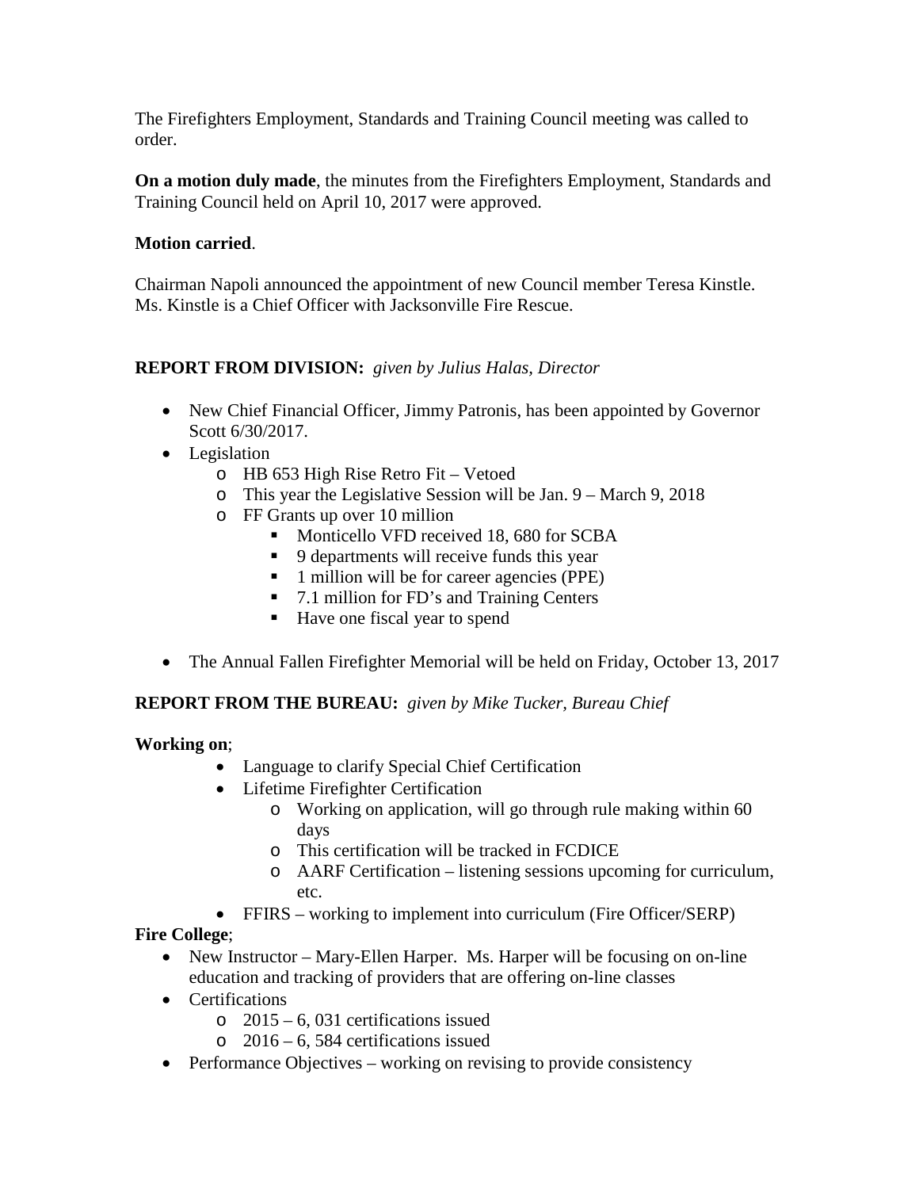The Firefighters Employment, Standards and Training Council meeting was called to order.

**On a motion duly made**, the minutes from the Firefighters Employment, Standards and Training Council held on April 10, 2017 were approved.

**Motion carried**.

Chairman Napoli announced the appointment of new Council member Teresa Kinstle. Ms. Kinstle is a Chief Officer with Jacksonville Fire Rescue.

**REPORT FROM DIVISION:** *given by Julius Halas, Director*

- New Chief Financial Officer, Jimmy Patronis, has been appointed by Governor Scott 6/30/2017.
- Legislation
  - HB 653 High Rise Retro Fit – Vetoed
  - This year the Legislative Session will be Jan. 9 – March 9, 2018
  - FF Grants up over 10 million
    - Monticello VFD received 18, 680 for SCBA
    - 9 departments will receive funds this year
    - 1 million will be for career agencies (PPE)
    - 7.1 million for FD's and Training Centers
    - Have one fiscal year to spend
- The Annual Fallen Firefighter Memorial will be held on Friday, October 13, 2017

**REPORT FROM THE BUREAU:** *given by Mike Tucker, Bureau Chief*

**Working on**;

- Language to clarify Special Chief Certification
- Lifetime Firefighter Certification
  - Working on application, will go through rule making within 60 days
  - This certification will be tracked in FCDICE
  - AARF Certification – listening sessions upcoming for curriculum, etc.
- FFIRS – working to implement into curriculum (Fire Officer/SERP)

**Fire College**;

- New Instructor – Mary-Ellen Harper. Ms. Harper will be focusing on on-line education and tracking of providers that are offering on-line classes
- Certifications
  - 2015 – 6, 031 certifications issued
  - 2016 – 6, 584 certifications issued
- Performance Objectives – working on revising to provide consistency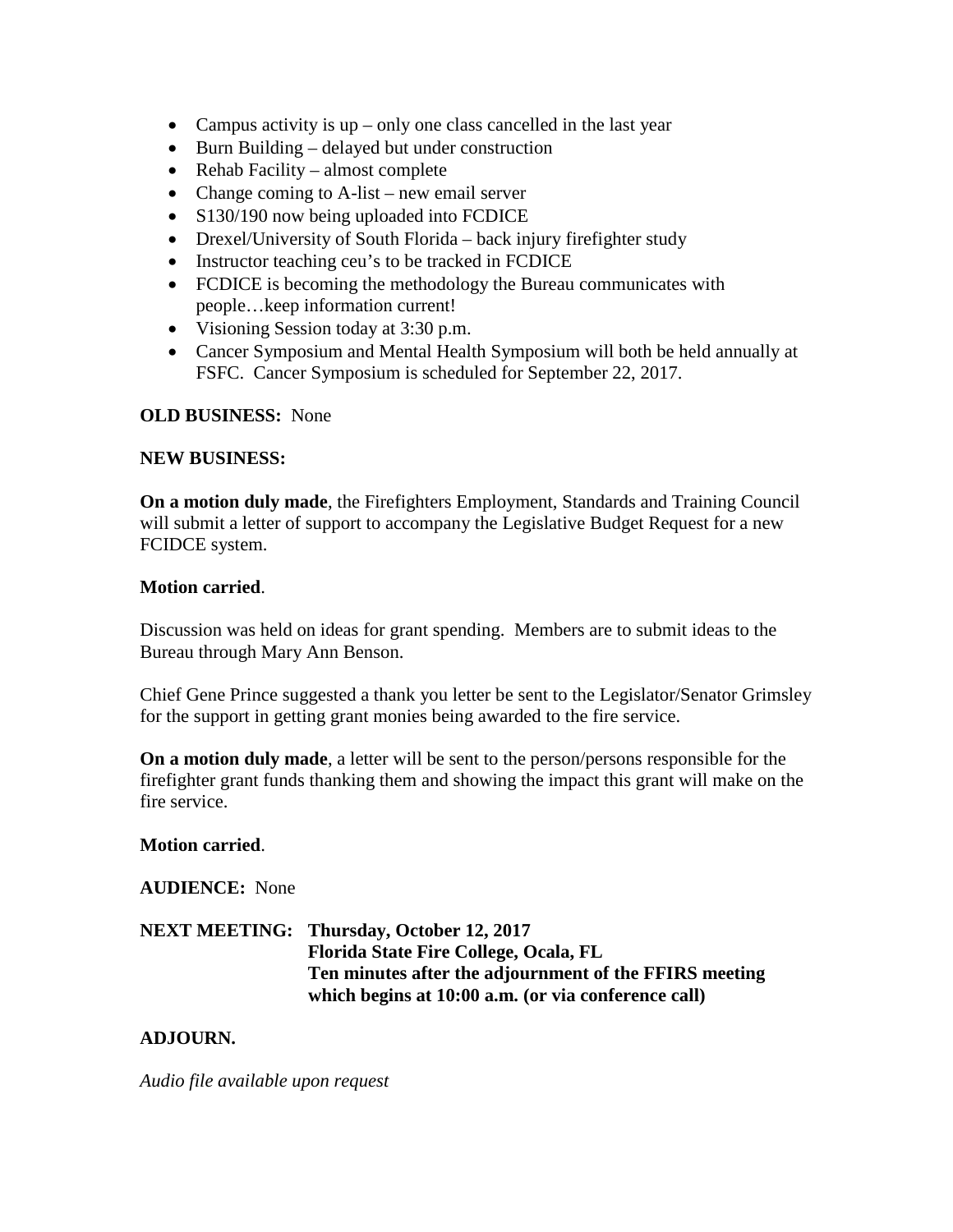- Campus activity is up – only one class cancelled in the last year
- Burn Building – delayed but under construction
- Rehab Facility – almost complete
- Change coming to A-list – new email server
- S130/190 now being uploaded into FCDICE
- Drexel/University of South Florida – back injury firefighter study
- Instructor teaching ceu's to be tracked in FCDICE
- FCDICE is becoming the methodology the Bureau communicates with people…keep information current!
- Visioning Session today at 3:30 p.m.
- Cancer Symposium and Mental Health Symposium will both be held annually at FSFC. Cancer Symposium is scheduled for September 22, 2017.

**OLD BUSINESS:** None

**NEW BUSINESS:**

**On a motion duly made**, the Firefighters Employment, Standards and Training Council will submit a letter of support to accompany the Legislative Budget Request for a new FCIDCE system.

**Motion carried**.

Discussion was held on ideas for grant spending. Members are to submit ideas to the Bureau through Mary Ann Benson.

Chief Gene Prince suggested a thank you letter be sent to the Legislator/Senator Grimsley for the support in getting grant monies being awarded to the fire service.

**On a motion duly made**, a letter will be sent to the person/persons responsible for the firefighter grant funds thanking them and showing the impact this grant will make on the fire service.

**Motion carried**.

**AUDIENCE:** None

**NEXT MEETING: Thursday, October 12, 2017**
**Florida State Fire College, Ocala, FL**
**Ten minutes after the adjournment of the FFIRS meeting which begins at 10:00 a.m. (or via conference call)**

**ADJOURN.**

*Audio file available upon request*